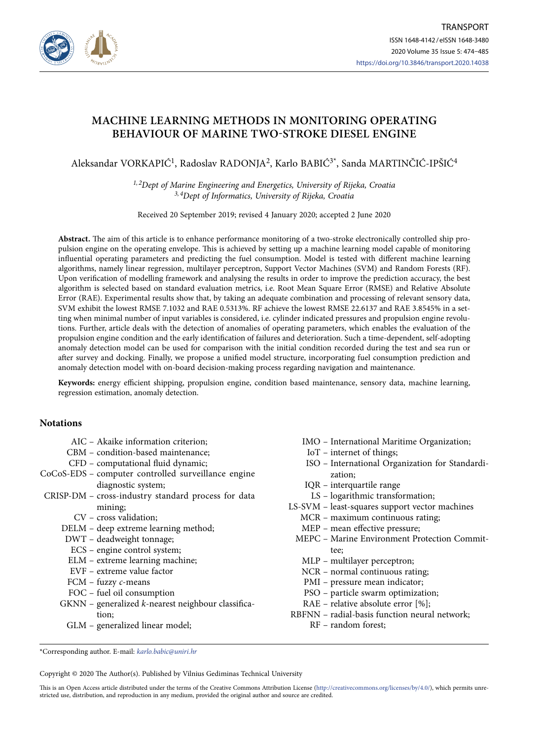# MACHINE LEARNING METHODS IN MONITORING OPERATING BEHAVIOUR OF MARINE TWO-STROKE DIESEL ENGINE

Aleksandar VORKAPIĆ[1], Radoslav RADONJA[2], Karlo BABIĆ[3*], Sanda MARTINČIĆ-IPŠIĆ[4]

*[1,2]Dept of Marine Engineering and Energetics, University of Rijeka, Croatia*
*[3,4]Dept of Informatics, University of Rijeka, Croatia*

Received 20 September 2019; revised 4 January 2020; accepted 2 June 2020

**Abstract.** The aim of this article is to enhance performance monitoring of a two-stroke electronically controlled ship propulsion engine on the operating envelope. This is achieved by setting up a machine learning model capable of monitoring influential operating parameters and predicting the fuel consumption. Model is tested with different machine learning algorithms, namely linear regression, multilayer perceptron, Support Vector Machines (SVM) and Random Forests (RF). Upon verification of modelling framework and analysing the results in order to improve the prediction accuracy, the best algorithm is selected based on standard evaluation metrics, i.e. Root Mean Square Error (RMSE) and Relative Absolute Error (RAE). Experimental results show that, by taking an adequate combination and processing of relevant sensory data, SVM exhibit the lowest RMSE 7.1032 and RAE 0.5313%. RF achieve the lowest RMSE 22.6137 and RAE 3.8545% in a setting when minimal number of input variables is considered, i.e. cylinder indicated pressures and propulsion engine revolutions. Further, article deals with the detection of anomalies of operating parameters, which enables the evaluation of the propulsion engine condition and the early identification of failures and deterioration. Such a time-dependent, self-adopting anomaly detection model can be used for comparison with the initial condition recorded during the test and sea run or after survey and docking. Finally, we propose a unified model structure, incorporating fuel consumption prediction and anomaly detection model with on-board decision-making process regarding navigation and maintenance.

**Keywords:** energy efficient shipping, propulsion engine, condition based maintenance, sensory data, machine learning, regression estimation, anomaly detection.

## Notations

- AIC – Akaike information criterion;
- CBM – condition-based maintenance;
- CFD – computational fluid dynamic;
- CoCoS-EDS – computer controlled surveillance engine diagnostic system;
- CRISP-DM – cross-industry standard process for data mining;
- CV – cross validation;
- DELM – deep extreme learning method;
- DWT – deadweight tonnage;
- ECS – engine control system;
- ELM – extreme learning machine;
- EVF – extreme value factor
- FCM – fuzzy *c*-means
- FOC – fuel oil consumption
- GKNN – generalized *k*-nearest neighbour classification;
- GLM – generalized linear model;
- IMO – International Maritime Organization;
- IoT – internet of things;
- ISO – International Organization for Standardization;
- IQR – interquartile range
- LS – logarithmic transformation;
- LS-SVM – least-squares support vector machines
- MCR – maximum continuous rating;
- MEP – mean effective pressure;
- MEPC – Marine Environment Protection Committee;
- MLP – multilayer perceptron;
- NCR – normal continuous rating;
- PMI – pressure mean indicator;
- PSO – particle swarm optimization;
- RAE – relative absolute error [%];
- RBFNN – radial-basis function neural network;
- RF – random forest;

*Corresponding author. E-mail: karlo.babic@uniri.hr

Copyright © 2020 The Author(s). Published by Vilnius Gediminas Technical University

This is an Open Access article distributed under the terms of the Creative Commons Attribution License (http://creativecommons.org/licenses/by/4.0/), which permits unrestricted use, distribution, and reproduction in any medium, provided the original author and source are credited.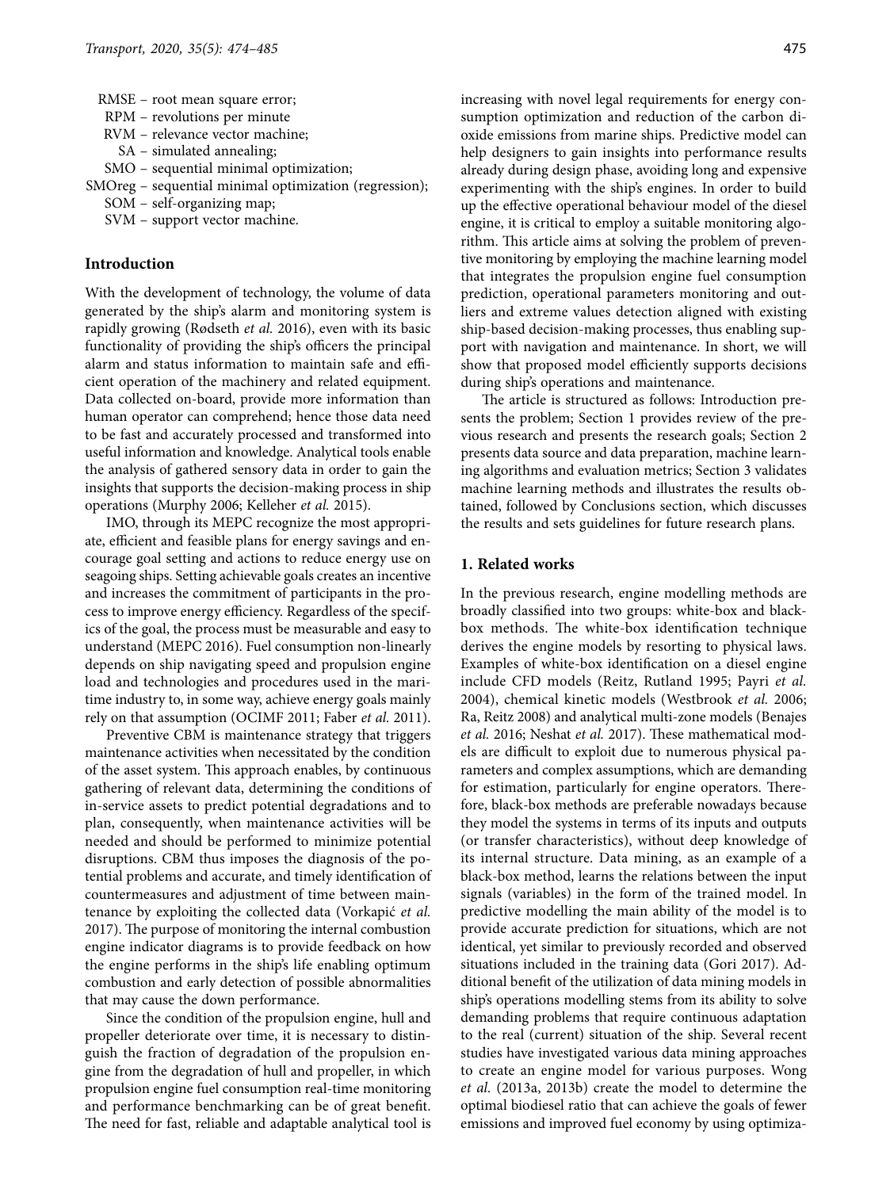RMSE – root mean square error;
RPM – revolutions per minute
RVM – relevance vector machine;
SA – simulated annealing;
SMO – sequential minimal optimization;
SMOreg – sequential minimal optimization (regression);
SOM – self-organizing map;
SVM – support vector machine.

## Introduction

With the development of technology, the volume of data generated by the ship's alarm and monitoring system is rapidly growing (Rødseth *et al.* 2016), even with its basic functionality of providing the ship's officers the principal alarm and status information to maintain safe and efficient operation of the machinery and related equipment. Data collected on-board, provide more information than human operator can comprehend; hence those data need to be fast and accurately processed and transformed into useful information and knowledge. Analytical tools enable the analysis of gathered sensory data in order to gain the insights that supports the decision-making process in ship operations (Murphy 2006; Kelleher *et al.* 2015).

IMO, through its MEPC recognize the most appropriate, efficient and feasible plans for energy savings and encourage goal setting and actions to reduce energy use on seagoing ships. Setting achievable goals creates an incentive and increases the commitment of participants in the process to improve energy efficiency. Regardless of the specifics of the goal, the process must be measurable and easy to understand (MEPC 2016). Fuel consumption non-linearly depends on ship navigating speed and propulsion engine load and technologies and procedures used in the maritime industry to, in some way, achieve energy goals mainly rely on that assumption (OCIMF 2011; Faber *et al.* 2011).

Preventive CBM is maintenance strategy that triggers maintenance activities when necessitated by the condition of the asset system. This approach enables, by continuous gathering of relevant data, determining the conditions of in-service assets to predict potential degradations and to plan, consequently, when maintenance activities will be needed and should be performed to minimize potential disruptions. CBM thus imposes the diagnosis of the potential problems and accurate, and timely identification of countermeasures and adjustment of time between maintenance by exploiting the collected data (Vorkapić *et al.* 2017). The purpose of monitoring the internal combustion engine indicator diagrams is to provide feedback on how the engine performs in the ship's life enabling optimum combustion and early detection of possible abnormalities that may cause the down performance.

Since the condition of the propulsion engine, hull and propeller deteriorate over time, it is necessary to distinguish the fraction of degradation of the propulsion engine from the degradation of hull and propeller, in which propulsion engine fuel consumption real-time monitoring and performance benchmarking can be of great benefit. The need for fast, reliable and adaptable analytical tool is increasing with novel legal requirements for energy consumption optimization and reduction of the carbon dioxide emissions from marine ships. Predictive model can help designers to gain insights into performance results already during design phase, avoiding long and expensive experimenting with the ship's engines. In order to build up the effective operational behaviour model of the diesel engine, it is critical to employ a suitable monitoring algorithm. This article aims at solving the problem of preventive monitoring by employing the machine learning model that integrates the propulsion engine fuel consumption prediction, operational parameters monitoring and outliers and extreme values detection aligned with existing ship-based decision-making processes, thus enabling support with navigation and maintenance. In short, we will show that proposed model efficiently supports decisions during ship's operations and maintenance.

The article is structured as follows: Introduction presents the problem; Section 1 provides review of the previous research and presents the research goals; Section 2 presents data source and data preparation, machine learning algorithms and evaluation metrics; Section 3 validates machine learning methods and illustrates the results obtained, followed by Conclusions section, which discusses the results and sets guidelines for future research plans.

## 1. Related works

In the previous research, engine modelling methods are broadly classified into two groups: white-box and black-box methods. The white-box identification technique derives the engine models by resorting to physical laws. Examples of white-box identification on a diesel engine include CFD models (Reitz, Rutland 1995; Payri *et al.* 2004), chemical kinetic models (Westbrook *et al.* 2006; Ra, Reitz 2008) and analytical multi-zone models (Benajes *et al.* 2016; Neshat *et al.* 2017). These mathematical models are difficult to exploit due to numerous physical parameters and complex assumptions, which are demanding for estimation, particularly for engine operators. Therefore, black-box methods are preferable nowadays because they model the systems in terms of its inputs and outputs (or transfer characteristics), without deep knowledge of its internal structure. Data mining, as an example of a black-box method, learns the relations between the input signals (variables) in the form of the trained model. In predictive modelling the main ability of the model is to provide accurate prediction for situations, which are not identical, yet similar to previously recorded and observed situations included in the training data (Gori 2017). Additional benefit of the utilization of data mining models in ship's operations modelling stems from its ability to solve demanding problems that require continuous adaptation to the real (current) situation of the ship. Several recent studies have investigated various data mining approaches to create an engine model for various purposes. Wong *et al.* (2013a, 2013b) create the model to determine the optimal biodiesel ratio that can achieve the goals of fewer emissions and improved fuel economy by using optimiza-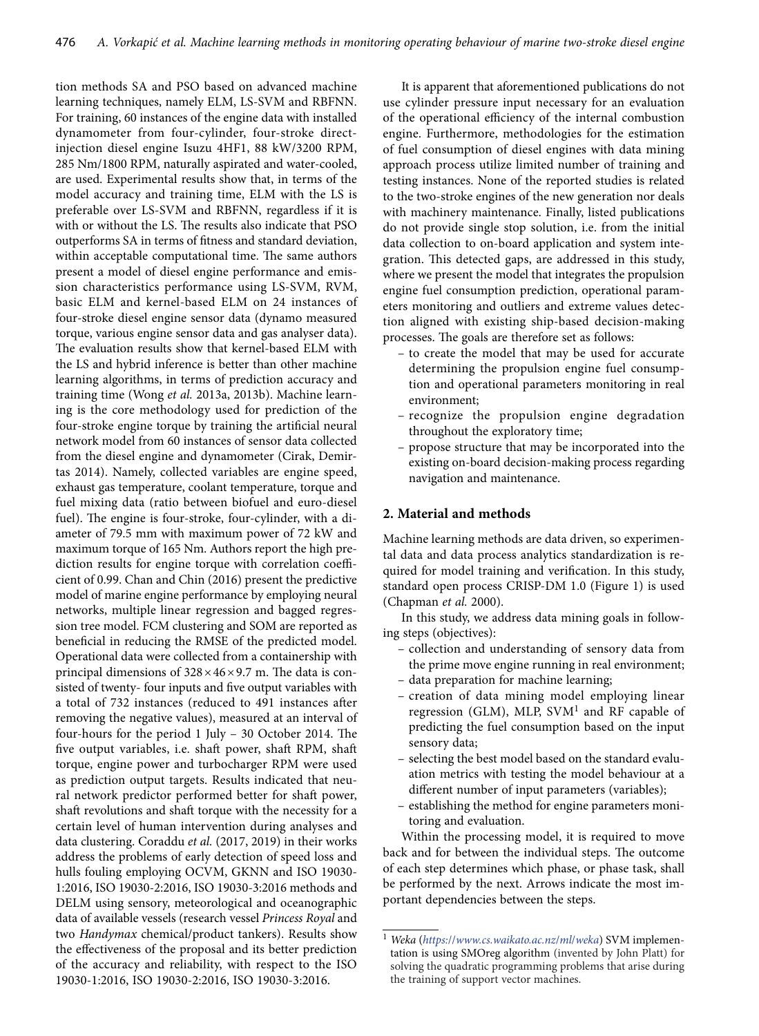tion methods SA and PSO based on advanced machine learning techniques, namely ELM, LS-SVM and RBFNN. For training, 60 instances of the engine data with installed dynamometer from four-cylinder, four-stroke direct-injection diesel engine Isuzu 4HF1, 88 kW/3200 RPM, 285 Nm/1800 RPM, naturally aspirated and water-cooled, are used. Experimental results show that, in terms of the model accuracy and training time, ELM with the LS is preferable over LS-SVM and RBFNN, regardless if it is with or without the LS. The results also indicate that PSO outperforms SA in terms of fitness and standard deviation, within acceptable computational time. The same authors present a model of diesel engine performance and emission characteristics performance using LS-SVM, RVM, basic ELM and kernel-based ELM on 24 instances of four-stroke diesel engine sensor data (dynamo measured torque, various engine sensor data and gas analyser data). The evaluation results show that kernel-based ELM with the LS and hybrid inference is better than other machine learning algorithms, in terms of prediction accuracy and training time (Wong *et al.* 2013a, 2013b). Machine learning is the core methodology used for prediction of the four-stroke engine torque by training the artificial neural network model from 60 instances of sensor data collected from the diesel engine and dynamometer (Cirak, Demirtas 2014). Namely, collected variables are engine speed, exhaust gas temperature, coolant temperature, torque and fuel mixing data (ratio between biofuel and euro-diesel fuel). The engine is four-stroke, four-cylinder, with a diameter of 79.5 mm with maximum power of 72 kW and maximum torque of 165 Nm. Authors report the high prediction results for engine torque with correlation coefficient of 0.99. Chan and Chin (2016) present the predictive model of marine engine performance by employing neural networks, multiple linear regression and bagged regression tree model. FCM clustering and SOM are reported as beneficial in reducing the RMSE of the predicted model. Operational data were collected from a containership with principal dimensions of $328\times46\times9.7$ m. The data is consisted of twenty- four inputs and five output variables with a total of 732 instances (reduced to 491 instances after removing the negative values), measured at an interval of four-hours for the period 1 July – 30 October 2014. The five output variables, i.e. shaft power, shaft RPM, shaft torque, engine power and turbocharger RPM were used as prediction output targets. Results indicated that neural network predictor performed better for shaft power, shaft revolutions and shaft torque with the necessity for a certain level of human intervention during analyses and data clustering. Coraddu *et al.* (2017, 2019) in their works address the problems of early detection of speed loss and hulls fouling employing OCVM, GKNN and ISO 19030-1:2016, ISO 19030-2:2016, ISO 19030-3:2016 methods and DELM using sensory, meteorological and oceanographic data of available vessels (research vessel *Princess Royal* and two *Handymax* chemical/product tankers). Results show the effectiveness of the proposal and its better prediction of the accuracy and reliability, with respect to the ISO 19030-1:2016, ISO 19030-2:2016, ISO 19030-3:2016.

It is apparent that aforementioned publications do not use cylinder pressure input necessary for an evaluation of the operational efficiency of the internal combustion engine. Furthermore, methodologies for the estimation of fuel consumption of diesel engines with data mining approach process utilize limited number of training and testing instances. None of the reported studies is related to the two-stroke engines of the new generation nor deals with machinery maintenance. Finally, listed publications do not provide single stop solution, i.e. from the initial data collection to on-board application and system integration. This detected gaps, are addressed in this study, where we present the model that integrates the propulsion engine fuel consumption prediction, operational parameters monitoring and outliers and extreme values detection aligned with existing ship-based decision-making processes. The goals are therefore set as follows:

- to create the model that may be used for accurate determining the propulsion engine fuel consumption and operational parameters monitoring in real environment;
- recognize the propulsion engine degradation throughout the exploratory time;
- propose structure that may be incorporated into the existing on-board decision-making process regarding navigation and maintenance.

## 2. Material and methods

Machine learning methods are data driven, so experimental data and data process analytics standardization is required for model training and verification. In this study, standard open process CRISP-DM 1.0 (Figure 1) is used (Chapman *et al.* 2000).

In this study, we address data mining goals in following steps (objectives):

- collection and understanding of sensory data from the prime move engine running in real environment;
- data preparation for machine learning;
- creation of data mining model employing linear regression (GLM), MLP, SVM[1] and RF capable of predicting the fuel consumption based on the input sensory data;
- selecting the best model based on the standard evaluation metrics with testing the model behaviour at a different number of input parameters (variables);
- establishing the method for engine parameters monitoring and evaluation.

Within the processing model, it is required to move back and for between the individual steps. The outcome of each step determines which phase, or phase task, shall be performed by the next. Arrows indicate the most important dependencies between the steps.

[1] *Weka* (*https://www.cs.waikato.ac.nz/ml/weka*) SVM implementation is using SMOreg algorithm (invented by John Platt) for solving the quadratic programming problems that arise during the training of support vector machines.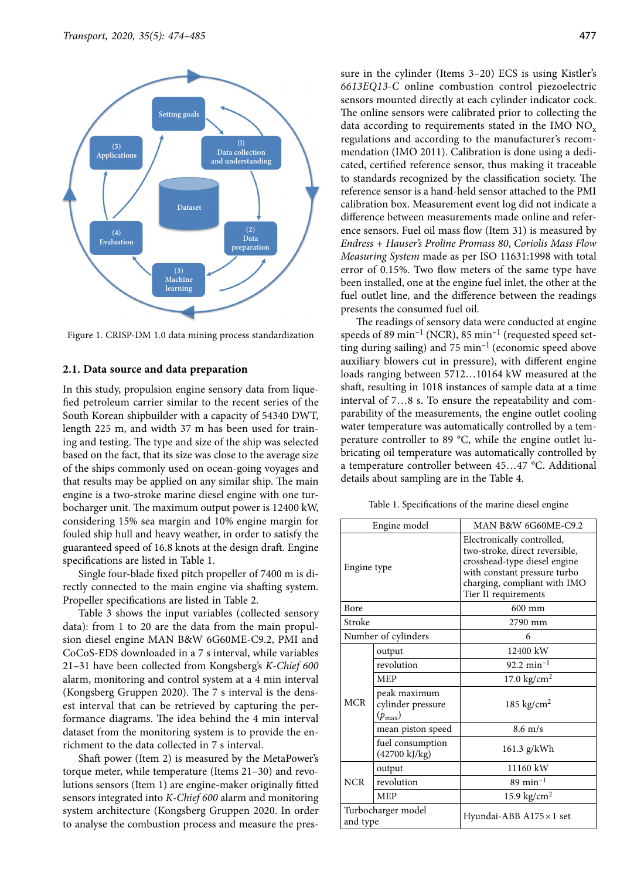Figure 1. CRISP-DM 1.0 data mining process standardization

### 2.1. Data source and data preparation

In this study, propulsion engine sensory data from liquefied petroleum carrier similar to the recent series of the South Korean shipbuilder with a capacity of 54340 DWT, length 225 m, and width 37 m has been used for training and testing. The type and size of the ship was selected based on the fact, that its size was close to the average size of the ships commonly used on ocean-going voyages and that results may be applied on any similar ship. The main engine is a two-stroke marine diesel engine with one turbocharger unit. The maximum output power is 12400 kW, considering 15% sea margin and 10% engine margin for fouled ship hull and heavy weather, in order to satisfy the guaranteed speed of 16.8 knots at the design draft. Engine specifications are listed in Table 1.

Single four-blade fixed pitch propeller of 7400 m is directly connected to the main engine via shafting system. Propeller specifications are listed in Table 2.

Table 3 shows the input variables (collected sensory data): from 1 to 20 are the data from the main propulsion diesel engine MAN B&W 6G60ME-C9.2, PMI and CoCoS-EDS downloaded in a 7 s interval, while variables 21–31 have been collected from Kongsberg's *K-Chief 600* alarm, monitoring and control system at a 4 min interval (Kongsberg Gruppen 2020). The 7 s interval is the densest interval that can be retrieved by capturing the performance diagrams. The idea behind the 4 min interval dataset from the monitoring system is to provide the enrichment to the data collected in 7 s interval.

Shaft power (Item 2) is measured by the MetaPower's torque meter, while temperature (Items 21–30) and revolutions sensors (Item 1) are engine-maker originally fitted sensors integrated into *K-Chief 600* alarm and monitoring system architecture (Kongsberg Gruppen 2020. In order to analyse the combustion process and measure the pressure in the cylinder (Items 3–20) ECS is using Kistler's *6613EQ13-C* online combustion control piezoelectric sensors mounted directly at each cylinder indicator cock. The online sensors were calibrated prior to collecting the data according to requirements stated in the IMO $NO_x$ regulations and according to the manufacturer's recommendation (IMO 2011). Calibration is done using a dedicated, certified reference sensor, thus making it traceable to standards recognized by the classification society. The reference sensor is a hand-held sensor attached to the PMI calibration box. Measurement event log did not indicate a difference between measurements made online and reference sensors. Fuel oil mass flow (Item 31) is measured by *Endress + Hauser's Proline Promass 80, Coriolis Mass Flow Measuring System* made as per ISO 11631:1998 with total error of 0.15%. Two flow meters of the same type have been installed, one at the engine fuel inlet, the other at the fuel outlet line, and the difference between the readings presents the consumed fuel oil.

The readings of sensory data were conducted at engine speeds of 89 $\text{min}^{-1}$ (NCR), 85 $\text{min}^{-1}$ (requested speed setting during sailing) and 75 $\text{min}^{-1}$ (economic speed above auxiliary blowers cut in pressure), with different engine loads ranging between 5712…10164 kW measured at the shaft, resulting in 1018 instances of sample data at a time interval of 7…8 s. To ensure the repeatability and comparability of the measurements, the engine outlet cooling water temperature was automatically controlled by a temperature controller to 89 °C, while the engine outlet lubricating oil temperature was automatically controlled by a temperature controller between 45…47 °C. Additional details about sampling are in the Table 4.

Table 1. Specifications of the marine diesel engine

| Engine model | | MAN B&W 6G60ME-C9.2 |
|---|---|---|
| Engine type | | Electronically controlled, two-stroke, direct reversible, crosshead-type diesel engine with constant pressure turbo charging, compliant with IMO Tier II requirements |
| Bore | | 600 mm |
| Stroke | | 2790 mm |
| Number of cylinders | | 6 |
| MCR | output | 12400 kW |
| | revolution | 92.2 $\text{min}^{-1}$ |
| | MEP | 17.0 $\text{kg/cm}^2$ |
| | peak maximum cylinder pressure ($p_{max}$) | 185 $\text{kg/cm}^2$ |
| | mean piston speed | 8.6 m/s |
| | fuel consumption (42700 kJ/kg) | 161.3 g/kWh |
| NCR | output | 11160 kW |
| | revolution | 89 $\text{min}^{-1}$ |
| | MEP | 15.9 $\text{kg/cm}^2$ |
| Turbocharger model and type | | Hyundai-ABB A175×1 set |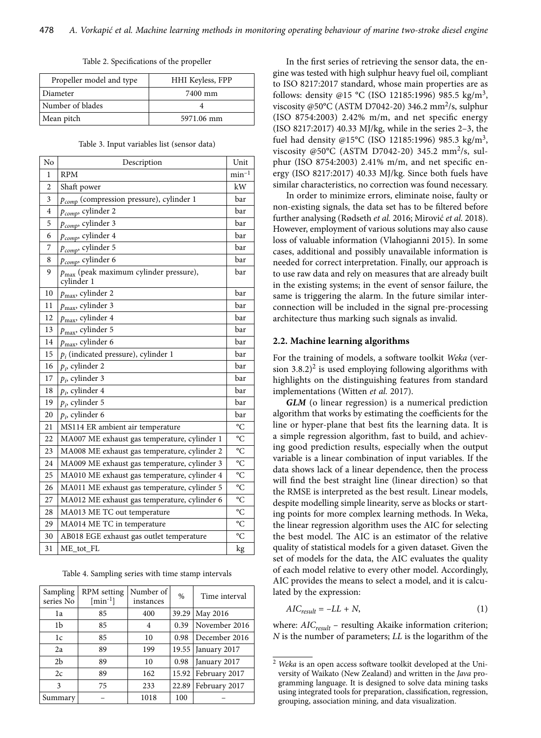Table 2. Specifications of the propeller

| Propeller model and type | HHI Keyless, FPP |
|---|---|
| Diameter | 7400 mm |
| Number of blades | 4 |
| Mean pitch | 5971.06 mm |

Table 3. Input variables list (sensor data)

| No | Description | Unit |
|---|---|---|
| 1 | RPM | $\text{min}^{-1}$ |
| 2 | Shaft power | kW |
| 3 | $p_{comp}$ (compression pressure), cylinder 1 | bar |
| 4 | $p_{comp}$, cylinder 2 | bar |
| 5 | $p_{comp}$, cylinder 3 | bar |
| 6 | $p_{comp}$, cylinder 4 | bar |
| 7 | $p_{comp}$, cylinder 5 | bar |
| 8 | $p_{comp}$, cylinder 6 | bar |
| 9 | $p_{\max}$ (peak maximum cylinder pressure), cylinder 1 | bar |
| 10 | $p_{\max}$, cylinder 2 | bar |
| 11 | $p_{\max}$, cylinder 3 | bar |
| 12 | $p_{\max}$, cylinder 4 | bar |
| 13 | $p_{\max}$, cylinder 5 | bar |
| 14 | $p_{\max}$, cylinder 6 | bar |
| 15 | $p_i$ (indicated pressure), cylinder 1 | bar |
| 16 | $p_i$, cylinder 2 | bar |
| 17 | $p_i$, cylinder 3 | bar |
| 18 | $p_i$, cylinder 4 | bar |
| 19 | $p_i$, cylinder 5 | bar |
| 20 | $p_i$, cylinder 6 | bar |
| 21 | MS114 ER ambient air temperature | °C |
| 22 | MA007 ME exhaust gas temperature, cylinder 1 | °C |
| 23 | MA008 ME exhaust gas temperature, cylinder 2 | °C |
| 24 | MA009 ME exhaust gas temperature, cylinder 3 | °C |
| 25 | MA010 ME exhaust gas temperature, cylinder 4 | °C |
| 26 | MA011 ME exhaust gas temperature, cylinder 5 | °C |
| 27 | MA012 ME exhaust gas temperature, cylinder 6 | °C |
| 28 | MA013 ME TC out temperature | °C |
| 29 | MA014 ME TC in temperature | °C |
| 30 | AB018 EGE exhaust gas outlet temperature | °C |
| 31 | ME_tot_FL | kg |

Table 4. Sampling series with time stamp intervals

| Sampling series No | RPM setting [$\text{min}^{-1}$] | Number of instances | % | Time interval |
|---|---|---|---|---|
| 1a | 85 | 400 | 39.29 | May 2016 |
| 1b | 85 | 4 | 0.39 | November 2016 |
| 1c | 85 | 10 | 0.98 | December 2016 |
| 2a | 89 | 199 | 19.55 | January 2017 |
| 2b | 89 | 10 | 0.98 | January 2017 |
| 2c | 89 | 162 | 15.92 | February 2017 |
| 3 | 75 | 233 | 22.89 | February 2017 |
| Summary | – | 1018 | 100 | – |

In the first series of retrieving the sensor data, the engine was tested with high sulphur heavy fuel oil, compliant to ISO 8217:2017 standard, whose main properties are as follows: density @15 °C (ISO 12185:1996) 985.5 kg/m$^3$, viscosity @50°C (ASTM D7042-20) 346.2 mm$^2$/s, sulphur (ISO 8754:2003) 2.42% m/m, and net specific energy (ISO 8217:2017) 40.33 MJ/kg, while in the series 2–3, the fuel had density @15°C (ISO 12185:1996) 985.3 kg/m$^3$, viscosity @50°C (ASTM D7042-20) 345.2 mm$^2$/s, sulphur (ISO 8754:2003) 2.41% m/m, and net specific energy (ISO 8217:2017) 40.33 MJ/kg. Since both fuels have similar characteristics, no correction was found necessary.

In order to minimize errors, eliminate noise, faulty or non-existing signals, the data set has to be filtered before further analysing (Rødseth *et al.* 2016; Mirović *et al.* 2018). However, employment of various solutions may also cause loss of valuable information (Vlahogianni 2015). In some cases, additional and possibly unavailable information is needed for correct interpretation. Finally, our approach is to use raw data and rely on measures that are already built in the existing systems; in the event of sensor failure, the same is triggering the alarm. In the future similar interconnection will be included in the signal pre-processing architecture thus marking such signals as invalid.

## 2.2. Machine learning algorithms

For the training of models, a software toolkit *Weka* (version 3.8.2)[2] is used employing following algorithms with highlights on the distinguishing features from standard implementations (Witten *et al.* 2017).

***GLM*** (o linear regression) is a numerical prediction algorithm that works by estimating the coefficients for the line or hyper-plane that best fits the learning data. It is a simple regression algorithm, fast to build, and achieving good prediction results, especially when the output variable is a linear combination of input variables. If the data shows lack of a linear dependence, then the process will find the best straight line (linear direction) so that the RMSE is interpreted as the best result. Linear models, despite modelling simple linearity, serve as blocks or starting points for more complex learning methods. In Weka, the linear regression algorithm uses the AIC for selecting the best model. The AIC is an estimator of the relative quality of statistical models for a given dataset. Given the set of models for the data, the AIC evaluates the quality of each model relative to every other model. Accordingly, AIC provides the means to select a model, and it is calculated by the expression:

$$AIC_{result} = -LL + N, \tag{1}$$

where: $AIC_{result}$ – resulting Akaike information criterion; $N$ is the number of parameters; $LL$ is the logarithm of the

[2] *Weka* is an open access software toolkit developed at the University of Waikato (New Zealand) and written in the *Java* programming language. It is designed to solve data mining tasks using integrated tools for preparation, classification, regression, grouping, association mining, and data visualization.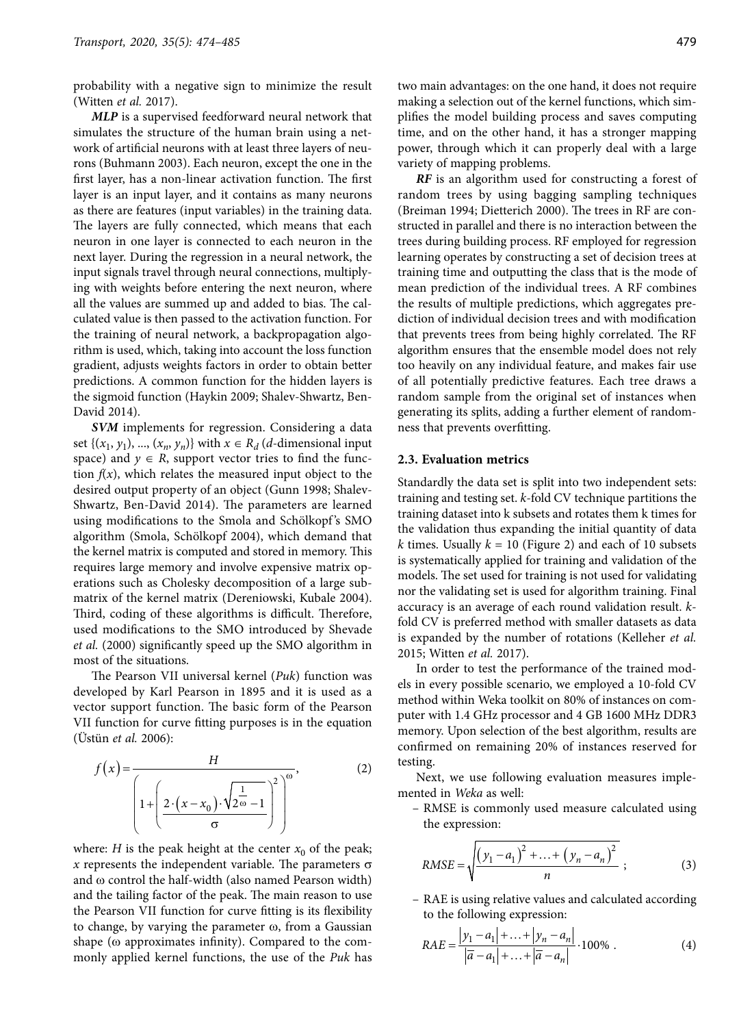probability with a negative sign to minimize the result (Witten *et al.* 2017).

***MLP*** is a supervised feedforward neural network that simulates the structure of the human brain using a network of artificial neurons with at least three layers of neurons (Buhmann 2003). Each neuron, except the one in the first layer, has a non-linear activation function. The first layer is an input layer, and it contains as many neurons as there are features (input variables) in the training data. The layers are fully connected, which means that each neuron in one layer is connected to each neuron in the next layer. During the regression in a neural network, the input signals travel through neural connections, multiplying with weights before entering the next neuron, where all the values are summed up and added to bias. The calculated value is then passed to the activation function. For the training of neural network, a backpropagation algorithm is used, which, taking into account the loss function gradient, adjusts weights factors in order to obtain better predictions. A common function for the hidden layers is the sigmoid function (Haykin 2009; Shalev-Shwartz, Ben-David 2014).

***SVM*** implements for regression. Considering a data set $\{(x_1, y_1), ..., (x_n, y_n)\}$ with $x \in R_d$ ($d$-dimensional input space) and $y \in R$, support vector tries to find the function $f(x)$, which relates the measured input object to the desired output property of an object (Gunn 1998; Shalev-Shwartz, Ben-David 2014). The parameters are learned using modifications to the Smola and Schölkopf's SMO algorithm (Smola, Schölkopf 2004), which demand that the kernel matrix is computed and stored in memory. This requires large memory and involve expensive matrix operations such as Cholesky decomposition of a large submatrix of the kernel matrix (Dereniowski, Kubale 2004). Third, coding of these algorithms is difficult. Therefore, used modifications to the SMO introduced by Shevade *et al.* (2000) significantly speed up the SMO algorithm in most of the situations.

The Pearson VII universal kernel (*Puk*) function was developed by Karl Pearson in 1895 and it is used as a vector support function. The basic form of the Pearson VII function for curve fitting purposes is in the equation (Üstün *et al.* 2006):

$$f(x) = \frac{H}{\left(1 + \left(\frac{2 \cdot (x - x_0) \cdot \sqrt{2^{\frac{1}{\omega}} - 1}}{\sigma}\right)^2\right)^{\omega}}, \tag{2}$$

where: $H$ is the peak height at the center $x_0$ of the peak; $x$ represents the independent variable. The parameters $\sigma$ and $\omega$ control the half-width (also named Pearson width) and the tailing factor of the peak. The main reason to use the Pearson VII function for curve fitting is its flexibility to change, by varying the parameter $\omega$, from a Gaussian shape ($\omega$ approximates infinity). Compared to the commonly applied kernel functions, the use of the *Puk* has two main advantages: on the one hand, it does not require making a selection out of the kernel functions, which simplifies the model building process and saves computing time, and on the other hand, it has a stronger mapping power, through which it can properly deal with a large variety of mapping problems.

***RF*** is an algorithm used for constructing a forest of random trees by using bagging sampling techniques (Breiman 1994; Dietterich 2000). The trees in RF are constructed in parallel and there is no interaction between the trees during building process. RF employed for regression learning operates by constructing a set of decision trees at training time and outputting the class that is the mode of mean prediction of the individual trees. A RF combines the results of multiple predictions, which aggregates prediction of individual decision trees and with modification that prevents trees from being highly correlated. The RF algorithm ensures that the ensemble model does not rely too heavily on any individual feature, and makes fair use of all potentially predictive features. Each tree draws a random sample from the original set of instances when generating its splits, adding a further element of randomness that prevents overfitting.

### 2.3. Evaluation metrics

Standardly the data set is split into two independent sets: training and testing set. $k$-fold CV technique partitions the training dataset into k subsets and rotates them k times for the validation thus expanding the initial quantity of data $k$ times. Usually $k = 10$ (Figure 2) and each of 10 subsets is systematically applied for training and validation of the models. The set used for training is not used for validating nor the validating set is used for algorithm training. Final accuracy is an average of each round validation result. $k$-fold CV is preferred method with smaller datasets as data is expanded by the number of rotations (Kelleher *et al.* 2015; Witten *et al.* 2017).

In order to test the performance of the trained models in every possible scenario, we employed a 10-fold CV method within Weka toolkit on 80% of instances on computer with 1.4 GHz processor and 4 GB 1600 MHz DDR3 memory. Upon selection of the best algorithm, results are confirmed on remaining 20% of instances reserved for testing.

Next, we use following evaluation measures implemented in *Weka* as well:

- RMSE is commonly used measure calculated using the expression:

$$RMSE = \sqrt{\frac{(y_1 - a_1)^2 + \ldots + (y_n - a_n)^2}{n}}\ ; \tag{3}$$

- RAE is using relative values and calculated according to the following expression:

$$RAE = \frac{|y_1 - a_1| + \ldots + |y_n - a_n|}{|\bar{a} - a_1| + \ldots + |\bar{a} - a_n|} \cdot 100\%\ . \tag{4}$$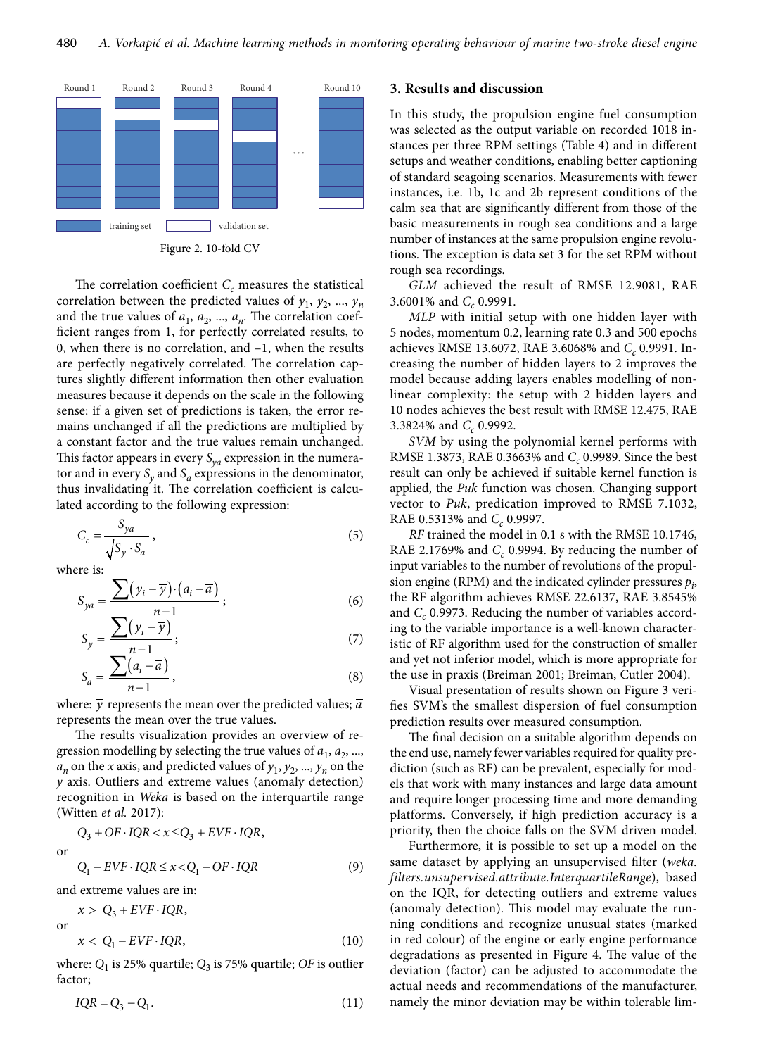Figure 2. 10-fold CV

The correlation coefficient $C_c$ measures the statistical correlation between the predicted values of $y_1, y_2, ..., y_n$ and the true values of $a_1, a_2, ..., a_n$. The correlation coefficient ranges from 1, for perfectly correlated results, to 0, when there is no correlation, and –1, when the results are perfectly negatively correlated. The correlation captures slightly different information then other evaluation measures because it depends on the scale in the following sense: if a given set of predictions is taken, the error remains unchanged if all the predictions are multiplied by a constant factor and the true values remain unchanged. This factor appears in every $S_{ya}$ expression in the numerator and in every $S_y$ and $S_a$ expressions in the denominator, thus invalidating it. The correlation coefficient is calculated according to the following expression:

$$C_c = \frac{S_{ya}}{\sqrt{S_y \cdot S_a}}, \tag{5}$$

where is:

$$S_{ya} = \frac{\sum(y_i - \overline{y}) \cdot (a_i - \overline{a})}{n-1}; \tag{6}$$

$$S_y = \frac{\sum(y_i - \overline{y})}{n-1}; \tag{7}$$

$$S_a = \frac{\sum(a_i - \overline{a})}{n-1}, \tag{8}$$

where: $\overline{y}$ represents the mean over the predicted values; $\overline{a}$ represents the mean over the true values.

The results visualization provides an overview of regression modelling by selecting the true values of $a_1, a_2, ..., a_n$ on the $x$ axis, and predicted values of $y_1, y_2, ..., y_n$ on the $y$ axis. Outliers and extreme values (anomaly detection) recognition in *Weka* is based on the interquartile range (Witten *et al.* 2017):

$$Q_3 + OF \cdot IQR < x \leq Q_3 + EVF \cdot IQR,$$

or

$$Q_1 - EVF \cdot IQR \leq x < Q_1 - OF \cdot IQR \tag{9}$$

and extreme values are in:

$$x > Q_3 + EVF \cdot IQR,$$

or

$$x < Q_1 - EVF \cdot IQR, \tag{10}$$

where: $Q_1$ is 25% quartile; $Q_3$ is 75% quartile; $OF$ is outlier factor;

$$IQR = Q_3 - Q_1. \tag{11}$$

## 3. Results and discussion

In this study, the propulsion engine fuel consumption was selected as the output variable on recorded 1018 instances per three RPM settings (Table 4) and in different setups and weather conditions, enabling better captioning of standard seagoing scenarios. Measurements with fewer instances, i.e. 1b, 1c and 2b represent conditions of the calm sea that are significantly different from those of the basic measurements in rough sea conditions and a large number of instances at the same propulsion engine revolutions. The exception is data set 3 for the set RPM without rough sea recordings.

*GLM* achieved the result of RMSE 12.9081, RAE 3.6001% and $C_c$ 0.9991.

*MLP* with initial setup with one hidden layer with 5 nodes, momentum 0.2, learning rate 0.3 and 500 epochs achieves RMSE 13.6072, RAE 3.6068% and $C_c$ 0.9991. Increasing the number of hidden layers to 2 improves the model because adding layers enables modelling of nonlinear complexity: the setup with 2 hidden layers and 10 nodes achieves the best result with RMSE 12.475, RAE 3.3824% and $C_c$ 0.9992.

*SVM* by using the polynomial kernel performs with RMSE 1.3873, RAE 0.3663% and $C_c$ 0.9989. Since the best result can only be achieved if suitable kernel function is applied, the *Puk* function was chosen. Changing support vector to *Puk*, predication improved to RMSE 7.1032, RAE 0.5313% and $C_c$ 0.9997.

*RF* trained the model in 0.1 s with the RMSE 10.1746, RAE 2.1769% and $C_c$ 0.9994. By reducing the number of input variables to the number of revolutions of the propulsion engine (RPM) and the indicated cylinder pressures $p_i$, the RF algorithm achieves RMSE 22.6137, RAE 3.8545% and $C_c$ 0.9973. Reducing the number of variables according to the variable importance is a well-known characteristic of RF algorithm used for the construction of smaller and yet not inferior model, which is more appropriate for the use in praxis (Breiman 2001; Breiman, Cutler 2004).

Visual presentation of results shown on Figure 3 verifies SVM's the smallest dispersion of fuel consumption prediction results over measured consumption.

The final decision on a suitable algorithm depends on the end use, namely fewer variables required for quality prediction (such as RF) can be prevalent, especially for models that work with many instances and large data amount and require longer processing time and more demanding platforms. Conversely, if high prediction accuracy is a priority, then the choice falls on the SVM driven model.

Furthermore, it is possible to set up a model on the same dataset by applying an unsupervised filter (*weka.filters.unsupervised.attribute.InterquartileRange*), based on the IQR, for detecting outliers and extreme values (anomaly detection). This model may evaluate the running conditions and recognize unusual states (marked in red colour) of the engine or early engine performance degradations as presented in Figure 4. The value of the deviation (factor) can be adjusted to accommodate the actual needs and recommendations of the manufacturer, namely the minor deviation may be within tolerable lim-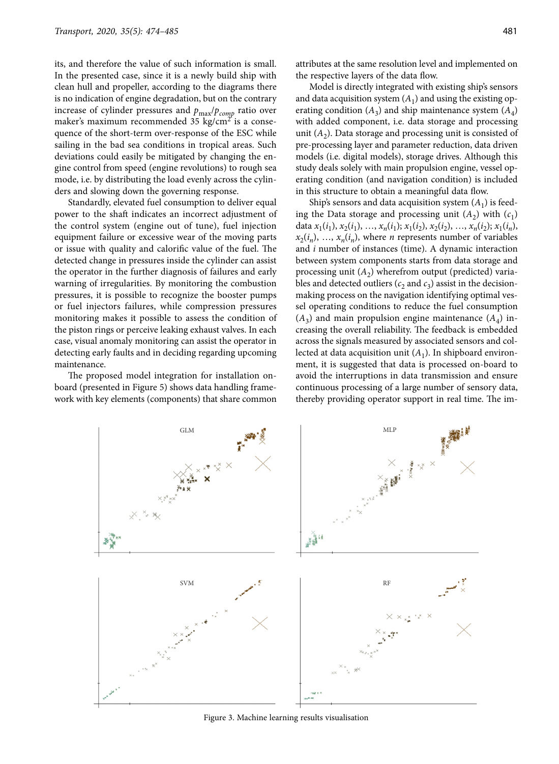its, and therefore the value of such information is small. In the presented case, since it is a newly build ship with clean hull and propeller, according to the diagrams there is no indication of engine degradation, but on the contrary increase of cylinder pressures and $p_{max}/p_{comp}$ ratio over maker's maximum recommended 35 kg/cm$^2$ is a consequence of the short-term over-response of the ESC while sailing in the bad sea conditions in tropical areas. Such deviations could easily be mitigated by changing the engine control from speed (engine revolutions) to rough sea mode, i.e. by distributing the load evenly across the cylinders and slowing down the governing response.

Standardly, elevated fuel consumption to deliver equal power to the shaft indicates an incorrect adjustment of the control system (engine out of tune), fuel injection equipment failure or excessive wear of the moving parts or issue with quality and calorific value of the fuel. The detected change in pressures inside the cylinder can assist the operator in the further diagnosis of failures and early warning of irregularities. By monitoring the combustion pressures, it is possible to recognize the booster pumps or fuel injectors failures, while compression pressures monitoring makes it possible to assess the condition of the piston rings or perceive leaking exhaust valves. In each case, visual anomaly monitoring can assist the operator in detecting early faults and in deciding regarding upcoming maintenance.

The proposed model integration for installation onboard (presented in Figure 5) shows data handling framework with key elements (components) that share common attributes at the same resolution level and implemented on the respective layers of the data flow.

Model is directly integrated with existing ship's sensors and data acquisition system ($A_1$) and using the existing operating condition ($A_3$) and ship maintenance system ($A_4$) with added component, i.e. data storage and processing unit ($A_2$). Data storage and processing unit is consisted of pre-processing layer and parameter reduction, data driven models (i.e. digital models), storage drives. Although this study deals solely with main propulsion engine, vessel operating condition (and navigation condition) is included in this structure to obtain a meaningful data flow.

Ship's sensors and data acquisition system ($A_1$) is feeding the Data storage and processing unit ($A_2$) with ($c_1$) data $x_1(i_1), x_2(i_1), \ldots, x_n(i_1); x_1(i_2), x_2(i_2), \ldots, x_n(i_2); x_1(i_n), x_2(i_n), \ldots, x_n(i_n)$, where $n$ represents number of variables and $i$ number of instances (time). A dynamic interaction between system components starts from data storage and processing unit ($A_2$) wherefrom output (predicted) variables and detected outliers ($c_2$ and $c_3$) assist in the decision-making process on the navigation identifying optimal vessel operating conditions to reduce the fuel consumption ($A_3$) and main propulsion engine maintenance ($A_4$) increasing the overall reliability. The feedback is embedded across the signals measured by associated sensors and collected at data acquisition unit ($A_1$). In shipboard environment, it is suggested that data is processed on-board to avoid the interruptions in data transmission and ensure continuous processing of a large number of sensory data, thereby providing operator support in real time. The im-

Figure 3. Machine learning results visualisation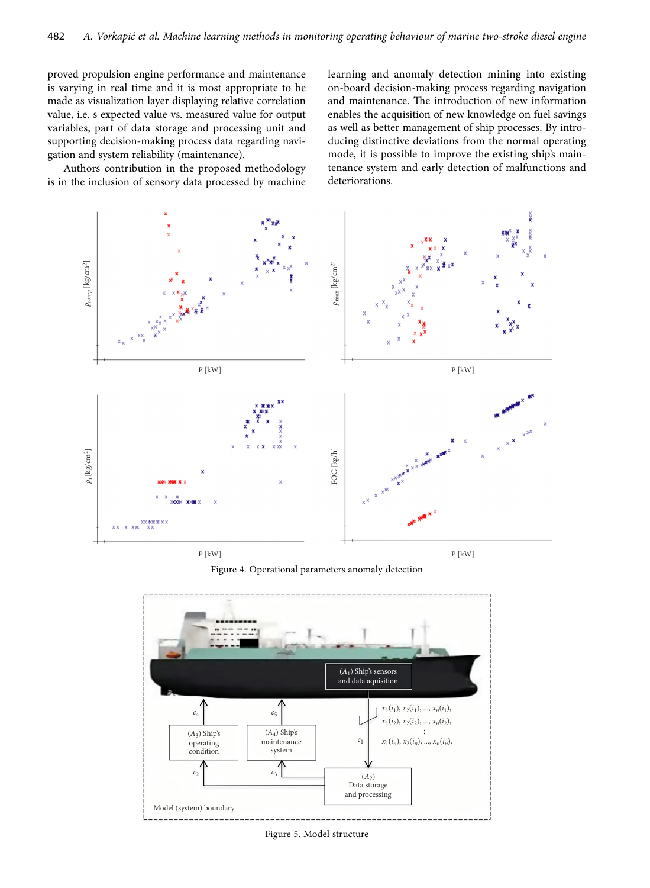proved propulsion engine performance and maintenance is varying in real time and it is most appropriate to be made as visualization layer displaying relative correlation value, i.e. s expected value vs. measured value for output variables, part of data storage and processing unit and supporting decision-making process data regarding navigation and system reliability (maintenance).

Authors contribution in the proposed methodology is in the inclusion of sensory data processed by machine learning and anomaly detection mining into existing on-board decision-making process regarding navigation and maintenance. The introduction of new information enables the acquisition of new knowledge on fuel savings as well as better management of ship processes. By introducing distinctive deviations from the normal operating mode, it is possible to improve the existing ship's maintenance system and early detection of malfunctions and deteriorations.

Figure 4. Operational parameters anomaly detection

Figure 5. Model structure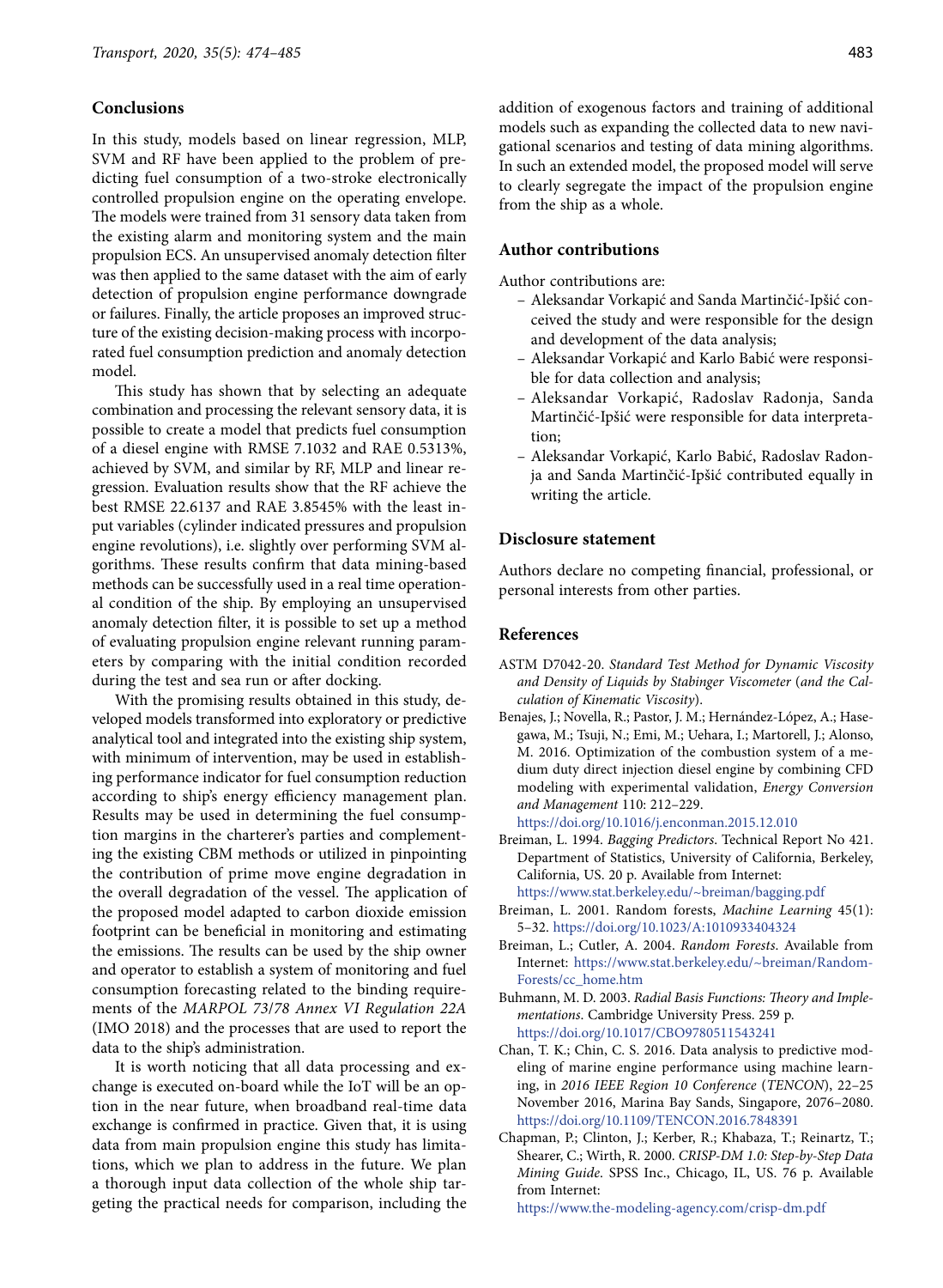## Conclusions

In this study, models based on linear regression, MLP, SVM and RF have been applied to the problem of predicting fuel consumption of a two-stroke electronically controlled propulsion engine on the operating envelope. The models were trained from 31 sensory data taken from the existing alarm and monitoring system and the main propulsion ECS. An unsupervised anomaly detection filter was then applied to the same dataset with the aim of early detection of propulsion engine performance downgrade or failures. Finally, the article proposes an improved structure of the existing decision-making process with incorporated fuel consumption prediction and anomaly detection model.

This study has shown that by selecting an adequate combination and processing the relevant sensory data, it is possible to create a model that predicts fuel consumption of a diesel engine with RMSE 7.1032 and RAE 0.5313%, achieved by SVM, and similar by RF, MLP and linear regression. Evaluation results show that the RF achieve the best RMSE 22.6137 and RAE 3.8545% with the least input variables (cylinder indicated pressures and propulsion engine revolutions), i.e. slightly over performing SVM algorithms. These results confirm that data mining-based methods can be successfully used in a real time operational condition of the ship. By employing an unsupervised anomaly detection filter, it is possible to set up a method of evaluating propulsion engine relevant running parameters by comparing with the initial condition recorded during the test and sea run or after docking.

With the promising results obtained in this study, developed models transformed into exploratory or predictive analytical tool and integrated into the existing ship system, with minimum of intervention, may be used in establishing performance indicator for fuel consumption reduction according to ship's energy efficiency management plan. Results may be used in determining the fuel consumption margins in the charterer's parties and complementing the existing CBM methods or utilized in pinpointing the contribution of prime move engine degradation in the overall degradation of the vessel. The application of the proposed model adapted to carbon dioxide emission footprint can be beneficial in monitoring and estimating the emissions. The results can be used by the ship owner and operator to establish a system of monitoring and fuel consumption forecasting related to the binding requirements of the *MARPOL 73/78 Annex VI Regulation 22A* (IMO 2018) and the processes that are used to report the data to the ship's administration.

It is worth noticing that all data processing and exchange is executed on-board while the IoT will be an option in the near future, when broadband real-time data exchange is confirmed in practice. Given that, it is using data from main propulsion engine this study has limitations, which we plan to address in the future. We plan a thorough input data collection of the whole ship targeting the practical needs for comparison, including the addition of exogenous factors and training of additional models such as expanding the collected data to new navigational scenarios and testing of data mining algorithms. In such an extended model, the proposed model will serve to clearly segregate the impact of the propulsion engine from the ship as a whole.

## Author contributions

Author contributions are:

- Aleksandar Vorkapić and Sanda Martinčić-Ipšić conceived the study and were responsible for the design and development of the data analysis;
- Aleksandar Vorkapić and Karlo Babić were responsible for data collection and analysis;
- Aleksandar Vorkapić, Radoslav Radonja, Sanda Martinčić-Ipšić were responsible for data interpretation;
- Aleksandar Vorkapić, Karlo Babić, Radoslav Radonja and Sanda Martinčić-Ipšić contributed equally in writing the article.

## Disclosure statement

Authors declare no competing financial, professional, or personal interests from other parties.

## References

ASTM D7042-20. *Standard Test Method for Dynamic Viscosity and Density of Liquids by Stabinger Viscometer* (*and the Calculation of Kinematic Viscosity*).

Benajes, J.; Novella, R.; Pastor, J. M.; Hernández-López, A.; Hasegawa, M.; Tsuji, N.; Emi, M.; Uehara, I.; Martorell, J.; Alonso, M. 2016. Optimization of the combustion system of a medium duty direct injection diesel engine by combining CFD modeling with experimental validation, *Energy Conversion and Management* 110: 212–229. https://doi.org/10.1016/j.enconman.2015.12.010

Breiman, L. 1994. *Bagging Predictors*. Technical Report No 421. Department of Statistics, University of California, Berkeley, California, US. 20 p. Available from Internet: https://www.stat.berkeley.edu/~breiman/bagging.pdf

Breiman, L. 2001. Random forests, *Machine Learning* 45(1): 5–32. https://doi.org/10.1023/A:1010933404324

Breiman, L.; Cutler, A. 2004. *Random Forests*. Available from Internet: https://www.stat.berkeley.edu/~breiman/RandomForests/cc_home.htm

Buhmann, M. D. 2003. *Radial Basis Functions: Theory and Implementations*. Cambridge University Press. 259 p. https://doi.org/10.1017/CBO9780511543241

Chan, T. K.; Chin, C. S. 2016. Data analysis to predictive modeling of marine engine performance using machine learning, in *2016 IEEE Region 10 Conference* (*TENCON*), 22–25 November 2016, Marina Bay Sands, Singapore, 2076–2080. https://doi.org/10.1109/TENCON.2016.7848391

Chapman, P.; Clinton, J.; Kerber, R.; Khabaza, T.; Reinartz, T.; Shearer, C.; Wirth, R. 2000. *CRISP-DM 1.0: Step-by-Step Data Mining Guide*. SPSS Inc., Chicago, IL, US. 76 p. Available from Internet: https://www.the-modeling-agency.com/crisp-dm.pdf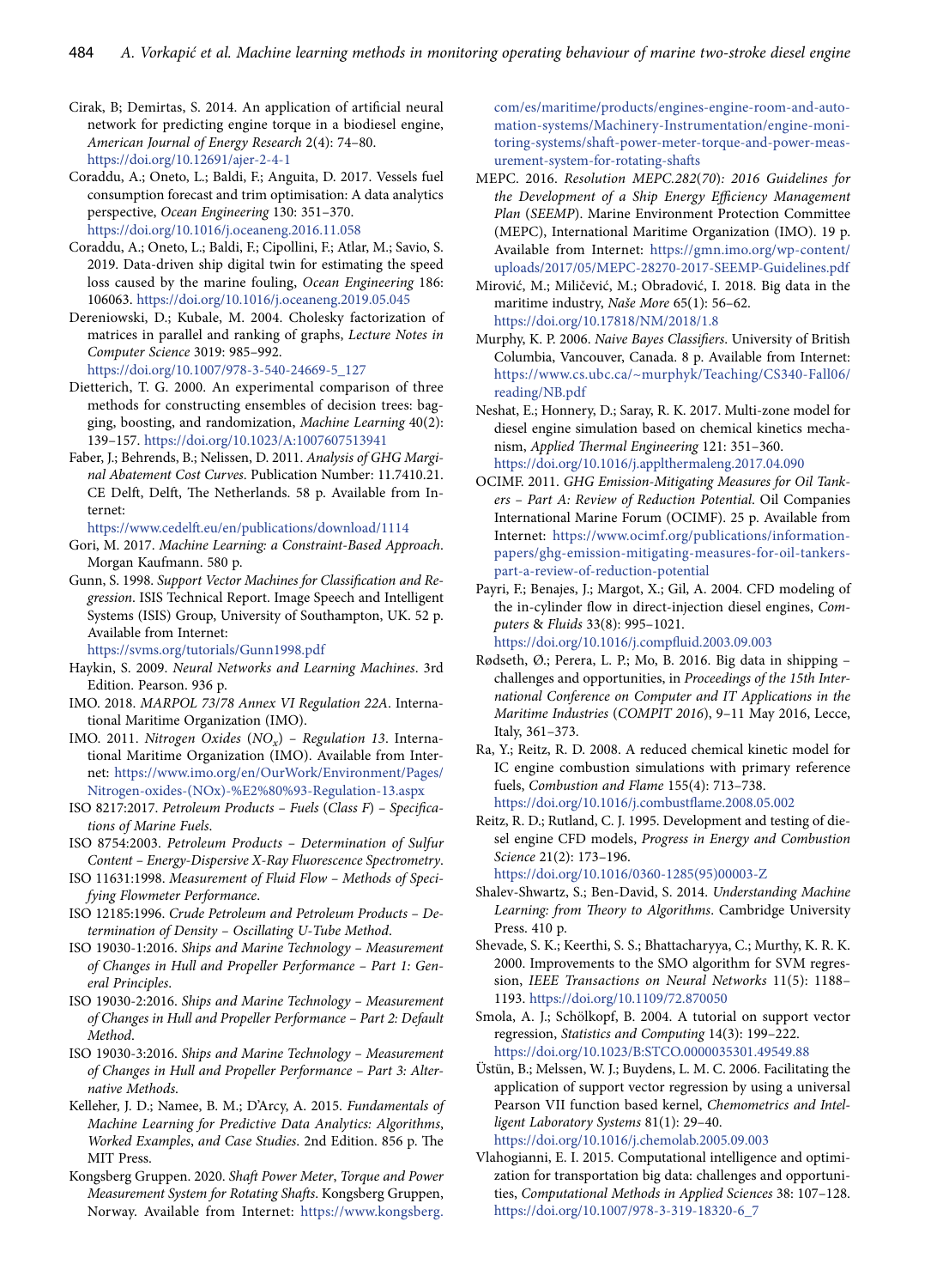Cirak, B; Demirtas, S. 2014. An application of artificial neural network for predicting engine torque in a biodiesel engine, *American Journal of Energy Research* 2(4): 74–80. https://doi.org/10.12691/ajer-2-4-1

Coraddu, A.; Oneto, L.; Baldi, F.; Anguita, D. 2017. Vessels fuel consumption forecast and trim optimisation: A data analytics perspective, *Ocean Engineering* 130: 351–370. https://doi.org/10.1016/j.oceaneng.2016.11.058

Coraddu, A.; Oneto, L.; Baldi, F.; Cipollini, F.; Atlar, M.; Savio, S. 2019. Data-driven ship digital twin for estimating the speed loss caused by the marine fouling, *Ocean Engineering* 186: 106063. https://doi.org/10.1016/j.oceaneng.2019.05.045

Dereniowski, D.; Kubale, M. 2004. Cholesky factorization of matrices in parallel and ranking of graphs, *Lecture Notes in Computer Science* 3019: 985–992. https://doi.org/10.1007/978-3-540-24669-5_127

Dietterich, T. G. 2000. An experimental comparison of three methods for constructing ensembles of decision trees: bagging, boosting, and randomization, *Machine Learning* 40(2): 139–157. https://doi.org/10.1023/A:1007607513941

Faber, J.; Behrends, B.; Nelissen, D. 2011. *Analysis of GHG Marginal Abatement Cost Curves*. Publication Number: 11.7410.21. CE Delft, Delft, The Netherlands. 58 p. Available from Internet: https://www.cedelft.eu/en/publications/download/1114

Gori, M. 2017. *Machine Learning: a Constraint-Based Approach*. Morgan Kaufmann. 580 p.

Gunn, S. 1998. *Support Vector Machines for Classification and Regression*. ISIS Technical Report. Image Speech and Intelligent Systems (ISIS) Group, University of Southampton, UK. 52 p. Available from Internet: https://svms.org/tutorials/Gunn1998.pdf

Haykin, S. 2009. *Neural Networks and Learning Machines*. 3rd Edition. Pearson. 936 p.

IMO. 2018. *MARPOL 73/78 Annex VI Regulation 22A*. International Maritime Organization (IMO).

IMO. 2011. *Nitrogen Oxides* ($NO_x$) *– Regulation 13*. International Maritime Organization (IMO). Available from Internet: https://www.imo.org/en/OurWork/Environment/Pages/Nitrogen-oxides-(NOx)-%E2%80%93-Regulation-13.aspx

ISO 8217:2017. *Petroleum Products – Fuels* (*Class F*) *– Specifications of Marine Fuels*.

ISO 8754:2003. *Petroleum Products – Determination of Sulfur Content – Energy-Dispersive X-Ray Fluorescence Spectrometry*.

ISO 11631:1998. *Measurement of Fluid Flow – Methods of Specifying Flowmeter Performance*.

ISO 12185:1996. *Crude Petroleum and Petroleum Products – Determination of Density – Oscillating U-Tube Method*.

ISO 19030-1:2016. *Ships and Marine Technology – Measurement of Changes in Hull and Propeller Performance – Part 1: General Principles*.

ISO 19030-2:2016. *Ships and Marine Technology – Measurement of Changes in Hull and Propeller Performance – Part 2: Default Method*.

ISO 19030-3:2016. *Ships and Marine Technology – Measurement of Changes in Hull and Propeller Performance – Part 3: Alternative Methods*.

Kelleher, J. D.; Namee, B. M.; D'Arcy, A. 2015. *Fundamentals of Machine Learning for Predictive Data Analytics: Algorithms, Worked Examples, and Case Studies*. 2nd Edition. 856 p. The MIT Press.

Kongsberg Gruppen. 2020. *Shaft Power Meter, Torque and Power Measurement System for Rotating Shafts*. Kongsberg Gruppen, Norway. Available from Internet: https://www.kongsberg.com/es/maritime/products/engines-engine-room-and-automation-systems/Machinery-Instrumentation/engine-monitoring-systems/shaft-power-meter-torque-and-power-measurement-system-for-rotating-shafts

MEPC. 2016. *Resolution MEPC.282*(*70*)*: 2016 Guidelines for the Development of a Ship Energy Efficiency Management Plan* (*SEEMP*). Marine Environment Protection Committee (MEPC), International Maritime Organization (IMO). 19 p. Available from Internet: https://gmn.imo.org/wp-content/uploads/2017/05/MEPC-28270-2017-SEEMP-Guidelines.pdf

Mirović, M.; Miličević, M.; Obradović, I. 2018. Big data in the maritime industry, *Naše More* 65(1): 56–62. https://doi.org/10.17818/NM/2018/1.8

Murphy, K. P. 2006. *Naive Bayes Classifiers*. University of British Columbia, Vancouver, Canada. 8 p. Available from Internet: https://www.cs.ubc.ca/~murphyk/Teaching/CS340-Fall06/reading/NB.pdf

Neshat, E.; Honnery, D.; Saray, R. K. 2017. Multi-zone model for diesel engine simulation based on chemical kinetics mechanism, *Applied Thermal Engineering* 121: 351–360. https://doi.org/10.1016/j.applthermaleng.2017.04.090

OCIMF. 2011. *GHG Emission-Mitigating Measures for Oil Tankers – Part A: Review of Reduction Potential*. Oil Companies International Marine Forum (OCIMF). 25 p. Available from Internet: https://www.ocimf.org/publications/information-papers/ghg-emission-mitigating-measures-for-oil-tankers-part-a-review-of-reduction-potential

Payri, F.; Benajes, J.; Margot, X.; Gil, A. 2004. CFD modeling of the in-cylinder flow in direct-injection diesel engines, *Computers & Fluids* 33(8): 995–1021. https://doi.org/10.1016/j.compfluid.2003.09.003

Rødseth, Ø.; Perera, L. P.; Mo, B. 2016. Big data in shipping – challenges and opportunities, in *Proceedings of the 15th International Conference on Computer and IT Applications in the Maritime Industries* (*COMPIT 2016*), 9–11 May 2016, Lecce, Italy, 361–373.

Ra, Y.; Reitz, R. D. 2008. A reduced chemical kinetic model for IC engine combustion simulations with primary reference fuels, *Combustion and Flame* 155(4): 713–738. https://doi.org/10.1016/j.combustflame.2008.05.002

Reitz, R. D.; Rutland, C. J. 1995. Development and testing of diesel engine CFD models, *Progress in Energy and Combustion Science* 21(2): 173–196. https://doi.org/10.1016/0360-1285(95)00003-Z

Shalev-Shwartz, S.; Ben-David, S. 2014. *Understanding Machine Learning: from Theory to Algorithms*. Cambridge University Press. 410 p.

Shevade, S. K.; Keerthi, S. S.; Bhattacharyya, C.; Murthy, K. R. K. 2000. Improvements to the SMO algorithm for SVM regression, *IEEE Transactions on Neural Networks* 11(5): 1188–1193. https://doi.org/10.1109/72.870050

Smola, A. J.; Schölkopf, B. 2004. A tutorial on support vector regression, *Statistics and Computing* 14(3): 199–222. https://doi.org/10.1023/B:STCO.0000035301.49549.88

Üstün, B.; Melssen, W. J.; Buydens, L. M. C. 2006. Facilitating the application of support vector regression by using a universal Pearson VII function based kernel, *Chemometrics and Intelligent Laboratory Systems* 81(1): 29–40. https://doi.org/10.1016/j.chemolab.2005.09.003

Vlahogianni, E. I. 2015. Computational intelligence and optimization for transportation big data: challenges and opportunities, *Computational Methods in Applied Sciences* 38: 107–128. https://doi.org/10.1007/978-3-319-18320-6_7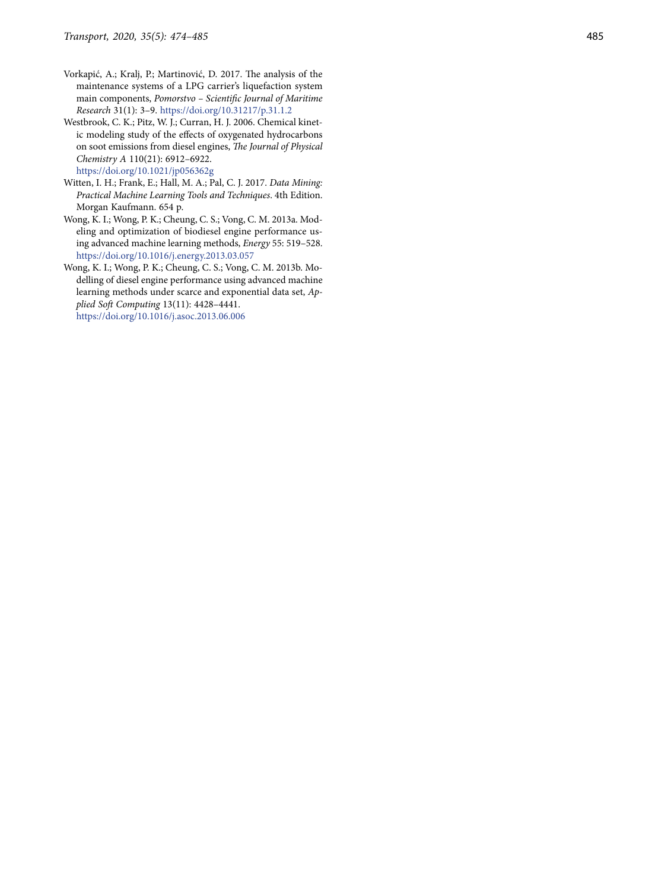Vorkapić, A.; Kralj, P.; Martinović, D. 2017. The analysis of the maintenance systems of a LPG carrier's liquefaction system main components, *Pomorstvo – Scientific Journal of Maritime Research* 31(1): 3–9. https://doi.org/10.31217/p.31.1.2

Westbrook, C. K.; Pitz, W. J.; Curran, H. J. 2006. Chemical kinetic modeling study of the effects of oxygenated hydrocarbons on soot emissions from diesel engines, *The Journal of Physical Chemistry A* 110(21): 6912–6922. https://doi.org/10.1021/jp056362g

Witten, I. H.; Frank, E.; Hall, M. A.; Pal, C. J. 2017. *Data Mining: Practical Machine Learning Tools and Techniques*. 4th Edition. Morgan Kaufmann. 654 p.

Wong, K. I.; Wong, P. K.; Cheung, C. S.; Vong, C. M. 2013a. Modeling and optimization of biodiesel engine performance using advanced machine learning methods, *Energy* 55: 519–528. https://doi.org/10.1016/j.energy.2013.03.057

Wong, K. I.; Wong, P. K.; Cheung, C. S.; Vong, C. M. 2013b. Modelling of diesel engine performance using advanced machine learning methods under scarce and exponential data set, *Applied Soft Computing* 13(11): 4428–4441. https://doi.org/10.1016/j.asoc.2013.06.006